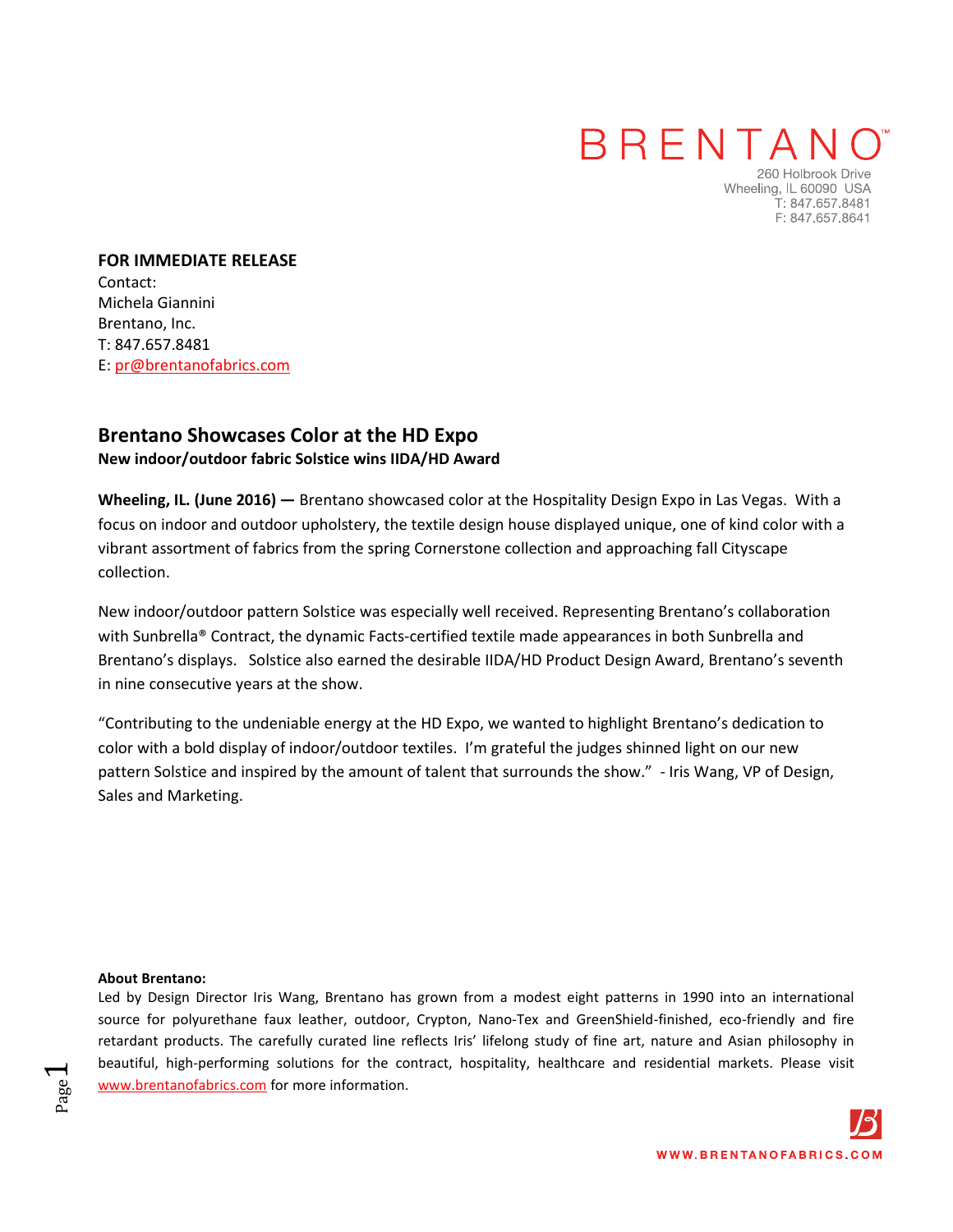BRENTANO™

260 Holbrook Drive
Wheeling, IL 60090 USA
T: 847.657.8481
F: 847.657.8641

**FOR IMMEDIATE RELEASE**
Contact:
Michela Giannini
Brentano, Inc.
T: 847.657.8481
E: pr@brentanofabrics.com

## Brentano Showcases Color at the HD Expo

**New indoor/outdoor fabric Solstice wins IIDA/HD Award**

**Wheeling, IL. (June 2016) —** Brentano showcased color at the Hospitality Design Expo in Las Vegas. With a focus on indoor and outdoor upholstery, the textile design house displayed unique, one of kind color with a vibrant assortment of fabrics from the spring Cornerstone collection and approaching fall Cityscape collection.

New indoor/outdoor pattern Solstice was especially well received. Representing Brentano's collaboration with Sunbrella® Contract, the dynamic Facts-certified textile made appearances in both Sunbrella and Brentano's displays. Solstice also earned the desirable IIDA/HD Product Design Award, Brentano's seventh in nine consecutive years at the show.

"Contributing to the undeniable energy at the HD Expo, we wanted to highlight Brentano's dedication to color with a bold display of indoor/outdoor textiles. I'm grateful the judges shinned light on our new pattern Solstice and inspired by the amount of talent that surrounds the show." - Iris Wang, VP of Design, Sales and Marketing.

**About Brentano:**
Led by Design Director Iris Wang, Brentano has grown from a modest eight patterns in 1990 into an international source for polyurethane faux leather, outdoor, Crypton, Nano-Tex and GreenShield-finished, eco-friendly and fire retardant products. The carefully curated line reflects Iris' lifelong study of fine art, nature and Asian philosophy in beautiful, high-performing solutions for the contract, hospitality, healthcare and residential markets. Please visit www.brentanofabrics.com for more information.

WWW.BRENTANOFABRICS.COM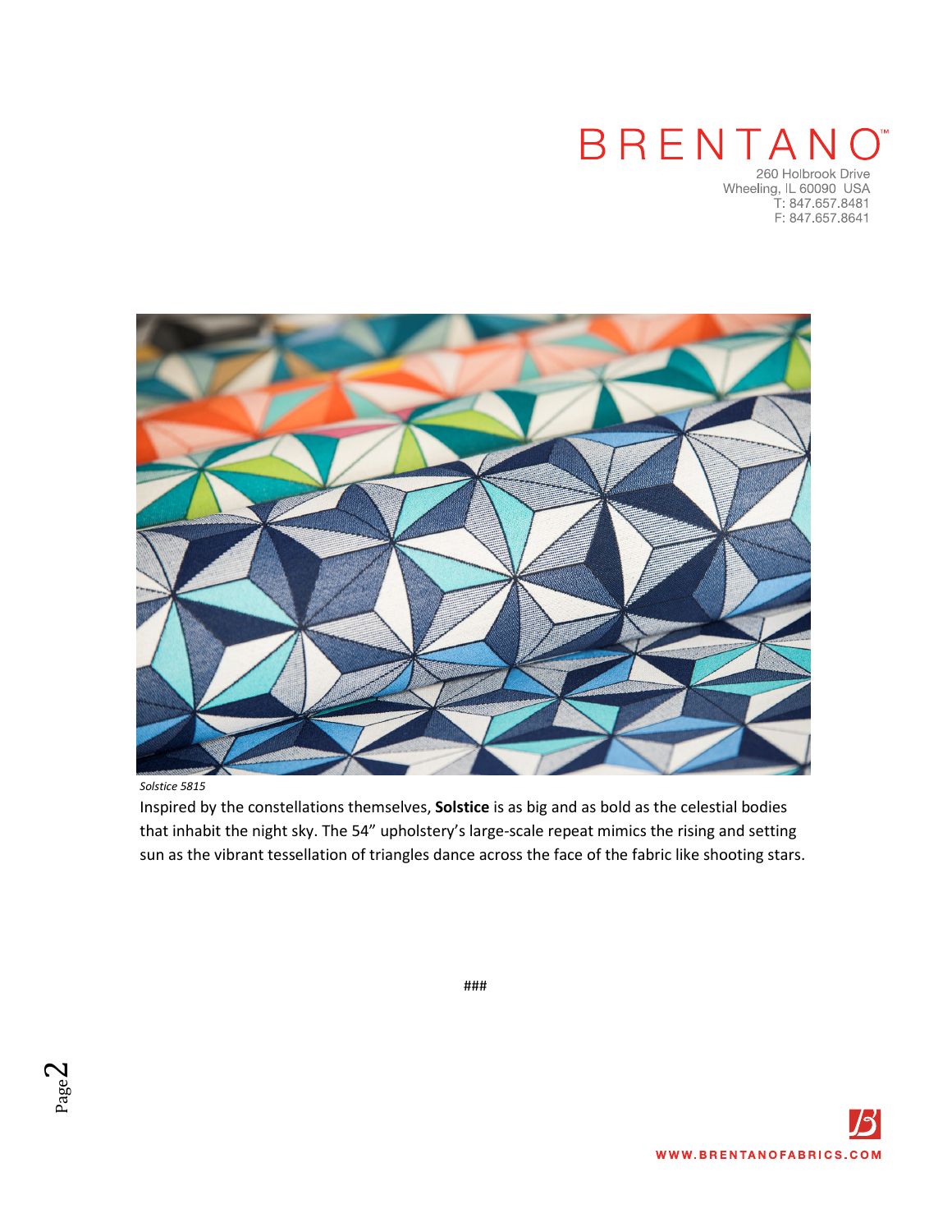BRENTANO™

260 Holbrook Drive
Wheeling, IL 60090 USA
T: 847.657.8481
F: 847.657.8641

*Solstice 5815*

Inspired by the constellations themselves, **Solstice** is as big and as bold as the celestial bodies that inhabit the night sky. The 54" upholstery's large-scale repeat mimics the rising and setting sun as the vibrant tessellation of triangles dance across the face of the fabric like shooting stars.

###

WWW.BRENTANOFABRICS.COM